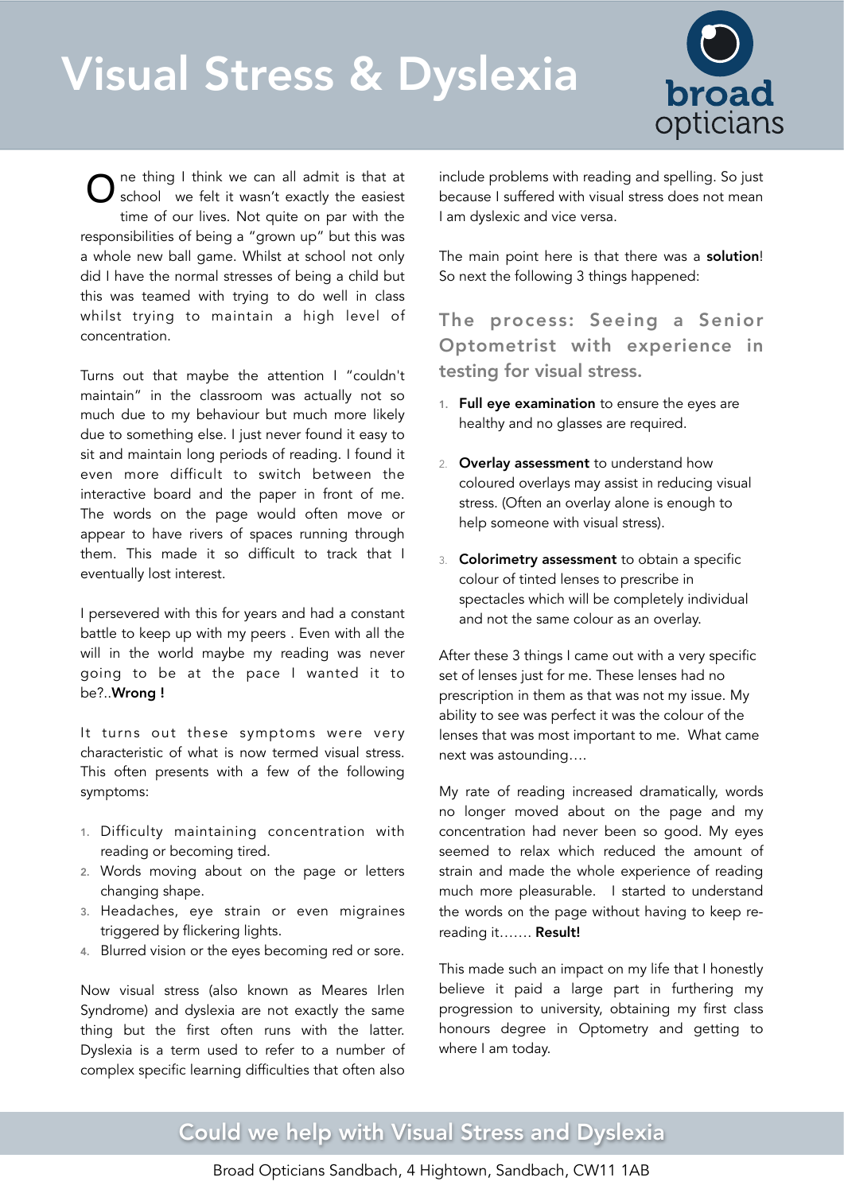# Visual Stress & Dyslexia

broad opticians

One thing I think we can all admit is that at school we felt it wasn't exactly the easiest time of our lives. Not quite on par with the responsibilities of being a "grown up" but this was a whole new ball game. Whilst at school not only did I have the normal stresses of being a child but this was teamed with trying to do well in class whilst trying to maintain a high level of concentration.

Turns out that maybe the attention I "couldn't maintain" in the classroom was actually not so much due to my behaviour but much more likely due to something else. I just never found it easy to sit and maintain long periods of reading. I found it even more difficult to switch between the interactive board and the paper in front of me. The words on the page would often move or appear to have rivers of spaces running through them. This made it so difficult to track that I eventually lost interest.

I persevered with this for years and had a constant battle to keep up with my peers . Even with all the will in the world maybe my reading was never going to be at the pace I wanted it to be?..**Wrong !**

It turns out these symptoms were very characteristic of what is now termed visual stress. This often presents with a few of the following symptoms:

1. Difficulty maintaining concentration with reading or becoming tired.
2. Words moving about on the page or letters changing shape.
3. Headaches, eye strain or even migraines triggered by flickering lights.
4. Blurred vision or the eyes becoming red or sore.

Now visual stress (also known as Meares Irlen Syndrome) and dyslexia are not exactly the same thing but the first often runs with the latter. Dyslexia is a term used to refer to a number of complex specific learning difficulties that often also include problems with reading and spelling. So just because I suffered with visual stress does not mean I am dyslexic and vice versa.

The main point here is that there was a **solution**! So next the following 3 things happened:

### The process: Seeing a Senior Optometrist with experience in testing for visual stress.

1. **Full eye examination** to ensure the eyes are healthy and no glasses are required.
2. **Overlay assessment** to understand how coloured overlays may assist in reducing visual stress. (Often an overlay alone is enough to help someone with visual stress).
3. **Colorimetry assessment** to obtain a specific colour of tinted lenses to prescribe in spectacles which will be completely individual and not the same colour as an overlay.

After these 3 things I came out with a very specific set of lenses just for me. These lenses had no prescription in them as that was not my issue. My ability to see was perfect it was the colour of the lenses that was most important to me. What came next was astounding….

My rate of reading increased dramatically, words no longer moved about on the page and my concentration had never been so good. My eyes seemed to relax which reduced the amount of strain and made the whole experience of reading much more pleasurable. I started to understand the words on the page without having to keep re-reading it……. **Result!**

This made such an impact on my life that I honestly believe it paid a large part in furthering my progression to university, obtaining my first class honours degree in Optometry and getting to where I am today.

## Could we help with Visual Stress and Dyslexia

Broad Opticians Sandbach, 4 Hightown, Sandbach, CW11 1AB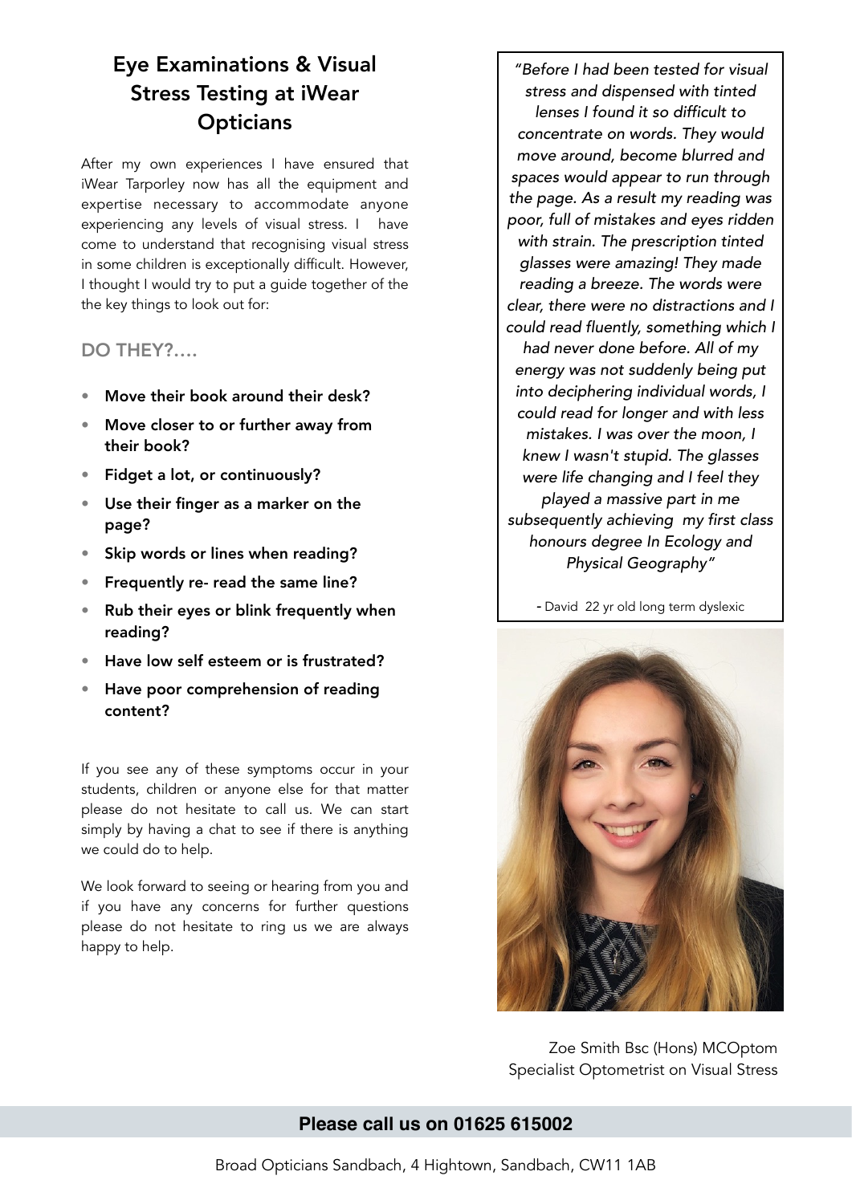# Eye Examinations & Visual Stress Testing at iWear Opticians

After my own experiences I have ensured that iWear Tarporley now has all the equipment and expertise necessary to accommodate anyone experiencing any levels of visual stress. I have come to understand that recognising visual stress in some children is exceptionally difficult. However, I thought I would try to put a guide together of the the key things to look out for:

### DO THEY?….

- **Move their book around their desk?**
- **Move closer to or further away from their book?**
- **Fidget a lot, or continuously?**
- **Use their finger as a marker on the page?**
- **Skip words or lines when reading?**
- **Frequently re- read the same line?**
- **Rub their eyes or blink frequently when reading?**
- **Have low self esteem or is frustrated?**
- **Have poor comprehension of reading content?**

If you see any of these symptoms occur in your students, children or anyone else for that matter please do not hesitate to call us. We can start simply by having a chat to see if there is anything we could do to help.

We look forward to seeing or hearing from you and if you have any concerns for further questions please do not hesitate to ring us we are always happy to help.

> *"Before I had been tested for visual stress and dispensed with tinted lenses I found it so difficult to concentrate on words. They would move around, become blurred and spaces would appear to run through the page. As a result my reading was poor, full of mistakes and eyes ridden with strain. The prescription tinted glasses were amazing! They made reading a breeze. The words were clear, there were no distractions and I could read fluently, something which I had never done before. All of my energy was not suddenly being put into deciphering individual words, I could read for longer and with less mistakes. I was over the moon, I knew I wasn't stupid. The glasses were life changing and I feel they played a massive part in me subsequently achieving my first class honours degree In Ecology and Physical Geography"*
>
> \- David 22 yr old long term dyslexic

Zoe Smith Bsc (Hons) MCOptom
Specialist Optometrist on Visual Stress

**Please call us on 01625 615002**

Broad Opticians Sandbach, 4 Hightown, Sandbach, CW11 1AB